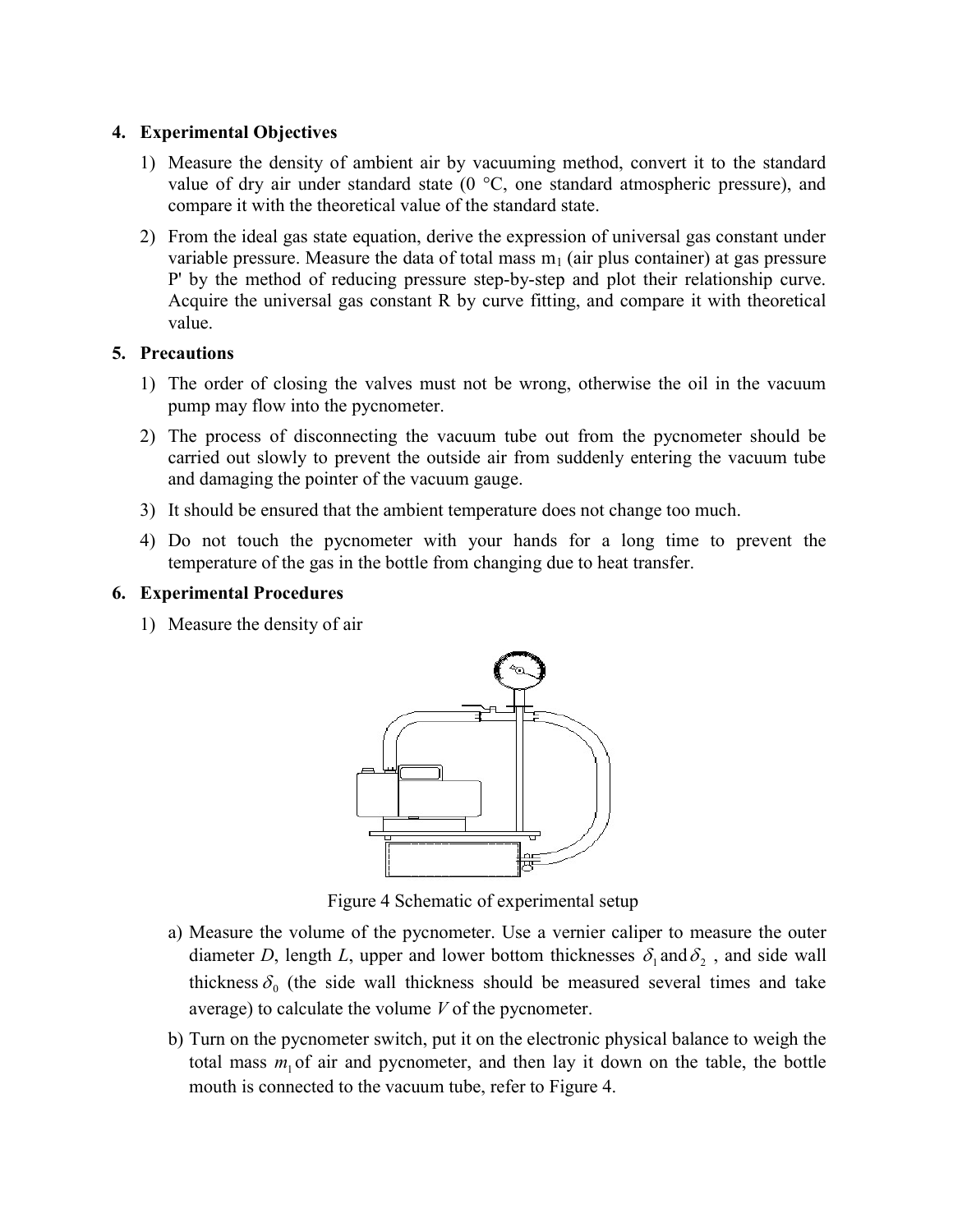## 4. Experimental Objectives

1) Measure the density of ambient air by vacuuming method, convert it to the standard value of dry air under standard state (0 °C, one standard atmospheric pressure), and compare it with the theoretical value of the standard state.

2) From the ideal gas state equation, derive the expression of universal gas constant under variable pressure. Measure the data of total mass $m_1$ (air plus container) at gas pressure P' by the method of reducing pressure step-by-step and plot their relationship curve. Acquire the universal gas constant R by curve fitting, and compare it with theoretical value.

## 5. Precautions

1) The order of closing the valves must not be wrong, otherwise the oil in the vacuum pump may flow into the pycnometer.

2) The process of disconnecting the vacuum tube out from the pycnometer should be carried out slowly to prevent the outside air from suddenly entering the vacuum tube and damaging the pointer of the vacuum gauge.

3) It should be ensured that the ambient temperature does not change too much.

4) Do not touch the pycnometer with your hands for a long time to prevent the temperature of the gas in the bottle from changing due to heat transfer.

## 6. Experimental Procedures

1) Measure the density of air

Figure 4 Schematic of experimental setup

a) Measure the volume of the pycnometer. Use a vernier caliper to measure the outer diameter $D$, length $L$, upper and lower bottom thicknesses $\delta_1$ and $\delta_2$ , and side wall thickness $\delta_0$ (the side wall thickness should be measured several times and take average) to calculate the volume $V$ of the pycnometer.

b) Turn on the pycnometer switch, put it on the electronic physical balance to weigh the total mass $m_1$ of air and pycnometer, and then lay it down on the table, the bottle mouth is connected to the vacuum tube, refer to Figure 4.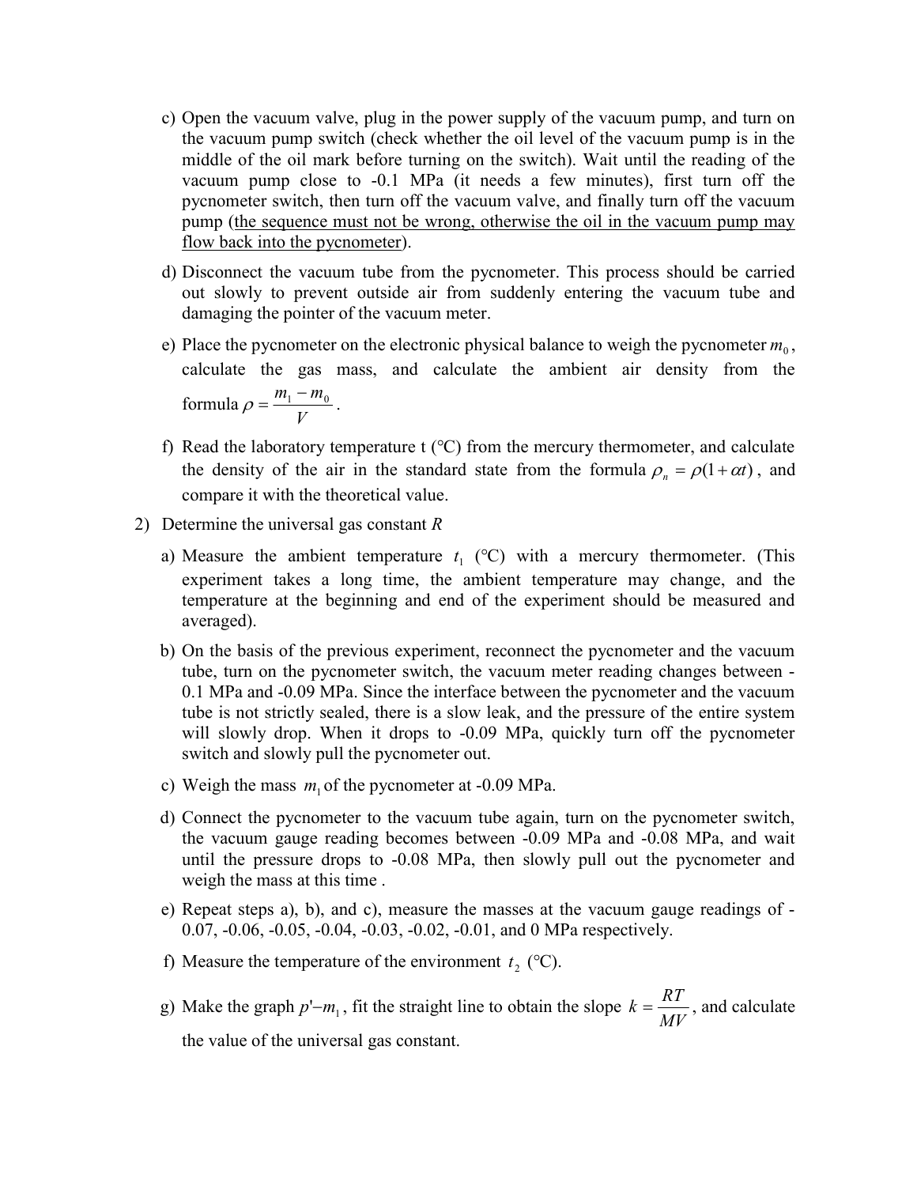c) Open the vacuum valve, plug in the power supply of the vacuum pump, and turn on the vacuum pump switch (check whether the oil level of the vacuum pump is in the middle of the oil mark before turning on the switch). Wait until the reading of the vacuum pump close to -0.1 MPa (it needs a few minutes), first turn off the pycnometer switch, then turn off the vacuum valve, and finally turn off the vacuum pump (<u>the sequence must not be wrong, otherwise the oil in the vacuum pump may flow back into the pycnometer</u>).

d) Disconnect the vacuum tube from the pycnometer. This process should be carried out slowly to prevent outside air from suddenly entering the vacuum tube and damaging the pointer of the vacuum meter.

e) Place the pycnometer on the electronic physical balance to weigh the pycnometer $m_0$, calculate the gas mass, and calculate the ambient air density from the formula $\rho = \dfrac{m_1 - m_0}{V}$.

f) Read the laboratory temperature t (°C) from the mercury thermometer, and calculate the density of the air in the standard state from the formula $\rho_n = \rho(1 + \alpha t)$, and compare it with the theoretical value.

2) Determine the universal gas constant *R*

a) Measure the ambient temperature $t_1$ (°C) with a mercury thermometer. (This experiment takes a long time, the ambient temperature may change, and the temperature at the beginning and end of the experiment should be measured and averaged).

b) On the basis of the previous experiment, reconnect the pycnometer and the vacuum tube, turn on the pycnometer switch, the vacuum meter reading changes between -0.1 MPa and -0.09 MPa. Since the interface between the pycnometer and the vacuum tube is not strictly sealed, there is a slow leak, and the pressure of the entire system will slowly drop. When it drops to -0.09 MPa, quickly turn off the pycnometer switch and slowly pull the pycnometer out.

c) Weigh the mass $m_1$ of the pycnometer at -0.09 MPa.

d) Connect the pycnometer to the vacuum tube again, turn on the pycnometer switch, the vacuum gauge reading becomes between -0.09 MPa and -0.08 MPa, and wait until the pressure drops to -0.08 MPa, then slowly pull out the pycnometer and weigh the mass at this time .

e) Repeat steps a), b), and c), measure the masses at the vacuum gauge readings of -0.07, -0.06, -0.05, -0.04, -0.03, -0.02, -0.01, and 0 MPa respectively.

f) Measure the temperature of the environment $t_2$ (°C).

g) Make the graph $p'\!-\!m_1$, fit the straight line to obtain the slope $k = \dfrac{RT}{MV}$, and calculate the value of the universal gas constant.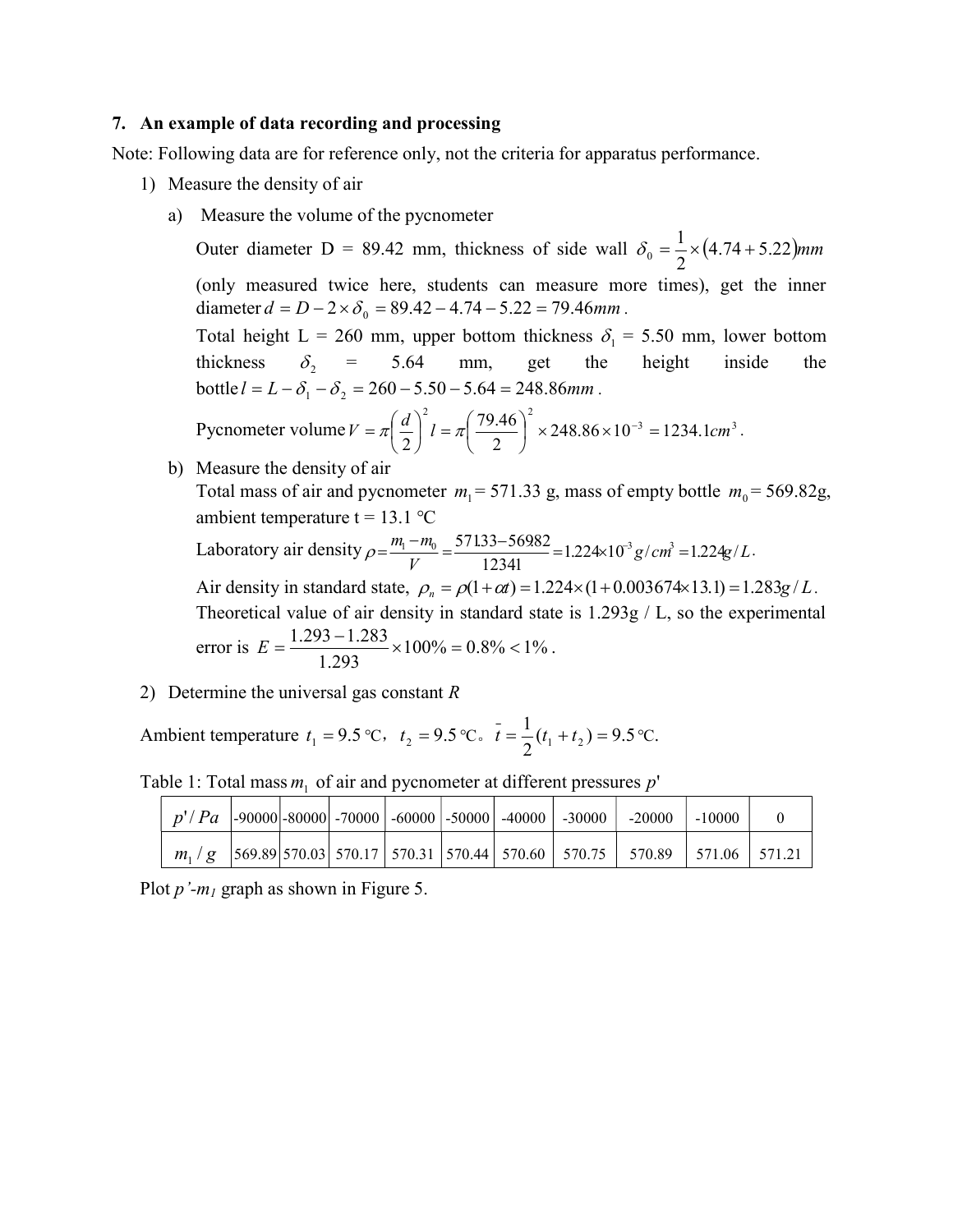## 7. An example of data recording and processing

Note: Following data are for reference only, not the criteria for apparatus performance.

1) Measure the density of air

   a) Measure the volume of the pycnometer

   Outer diameter D = 89.42 mm, thickness of side wall $\delta_0 = \frac{1}{2} \times (4.74 + 5.22) mm$ (only measured twice here, students can measure more times), get the inner diameter $d = D - 2 \times \delta_0 = 89.42 - 4.74 - 5.22 = 79.46 mm$.

   Total height L = 260 mm, upper bottom thickness $\delta_1$ = 5.50 mm, lower bottom thickness $\delta_2$ = 5.64 mm, get the height inside the bottle $l = L - \delta_1 - \delta_2 = 260 - 5.50 - 5.64 = 248.86 mm$.

   Pycnometer volume $V = \pi \left(\frac{d}{2}\right)^2 l = \pi \left(\frac{79.46}{2}\right)^2 \times 248.86 \times 10^{-3} = 1234.1 cm^3$.

   b) Measure the density of air

   Total mass of air and pycnometer $m_1$ = 571.33 g, mass of empty bottle $m_0$ = 569.82g, ambient temperature t = 13.1 ℃

   Laboratory air density $\rho = \frac{m_1 - m_0}{V} = \frac{571.33 - 569.82}{1234.1} = 1.224 \times 10^{-3} g/cm^3 = 1.224 g/L$.

   Air density in standard state, $\rho_n = \rho(1 + \alpha t) = 1.224 \times (1 + 0.003674 \times 13.1) = 1.283 g/L$.

   Theoretical value of air density in standard state is 1.293g / L, so the experimental error is $E = \frac{1.293 - 1.283}{1.293} \times 100\% = 0.8\% < 1\%$.

2) Determine the universal gas constant $R$

Ambient temperature $t_1 = 9.5$ ℃, $t_2 = 9.5$ ℃. $\bar{t} = \frac{1}{2}(t_1 + t_2) = 9.5$ ℃.

Table 1: Total mass $m_1$ of air and pycnometer at different pressures $p'$

| $p'/Pa$ | -90000 | -80000 | -70000 | -60000 | -50000 | -40000 | -30000 | -20000 | -10000 | 0 |
|---|---|---|---|---|---|---|---|---|---|---|
| $m_1/g$ | 569.89 | 570.03 | 570.17 | 570.31 | 570.44 | 570.60 | 570.75 | 570.89 | 571.06 | 571.21 |

Plot $p'$-$m_1$ graph as shown in Figure 5.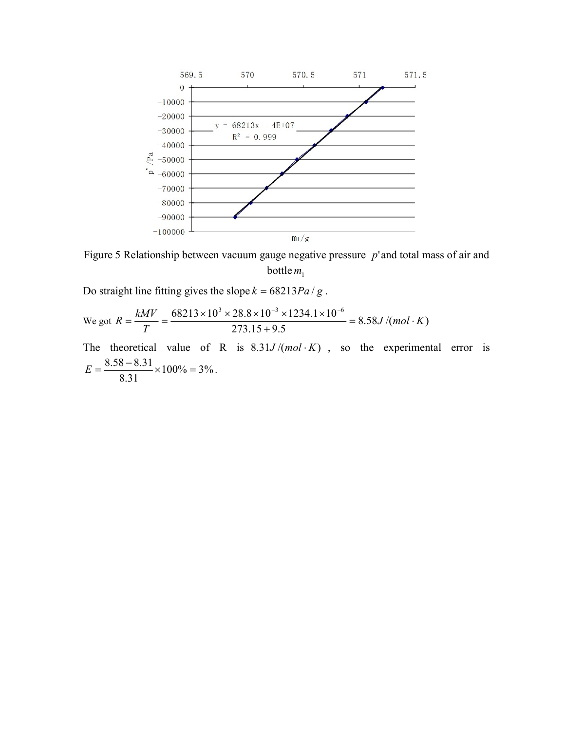569.5 570 570.5 571 571.5

0
-10000
-20000
-30000
-40000
-50000
-60000
-70000
-80000
-90000
-100000

p' /Pa

y = 68213x - 4E+07
R² = 0.999

m1/g

Figure 5 Relationship between vacuum gauge negative pressure $p'$ and total mass of air and bottle $m_1$

Do straight line fitting gives the slope $k = 68213 Pa/g$.

We got $R = \frac{kMV}{T} = \frac{68213 \times 10^3 \times 28.8 \times 10^{-3} \times 1234.1 \times 10^{-6}}{273.15 + 9.5} = 8.58 J/(mol \cdot K)$

The theoretical value of R is $8.31 J/(mol \cdot K)$, so the experimental error is $E = \frac{8.58 - 8.31}{8.31} \times 100\% = 3\%$.